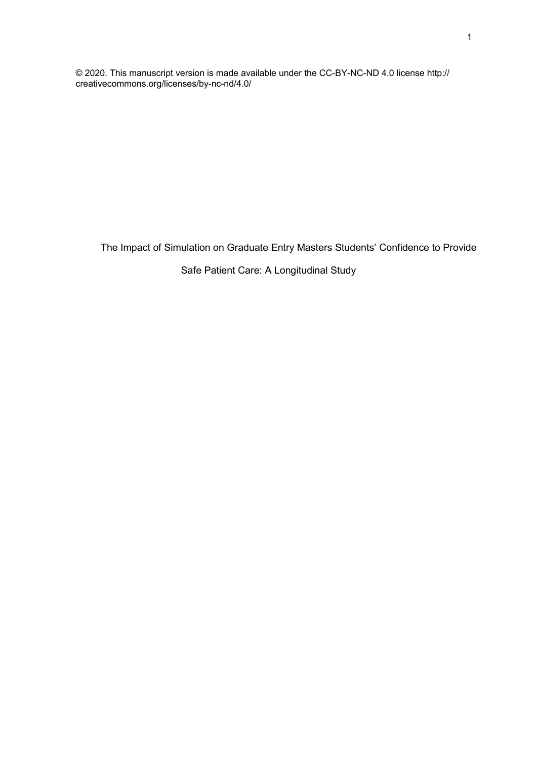© 2020. This manuscript version is made available under the CC-BY-NC-ND 4.0 license http://creativecommons.org/licenses/by-nc-nd/4.0/

# The Impact of Simulation on Graduate Entry Masters Students' Confidence to Provide Safe Patient Care: A Longitudinal Study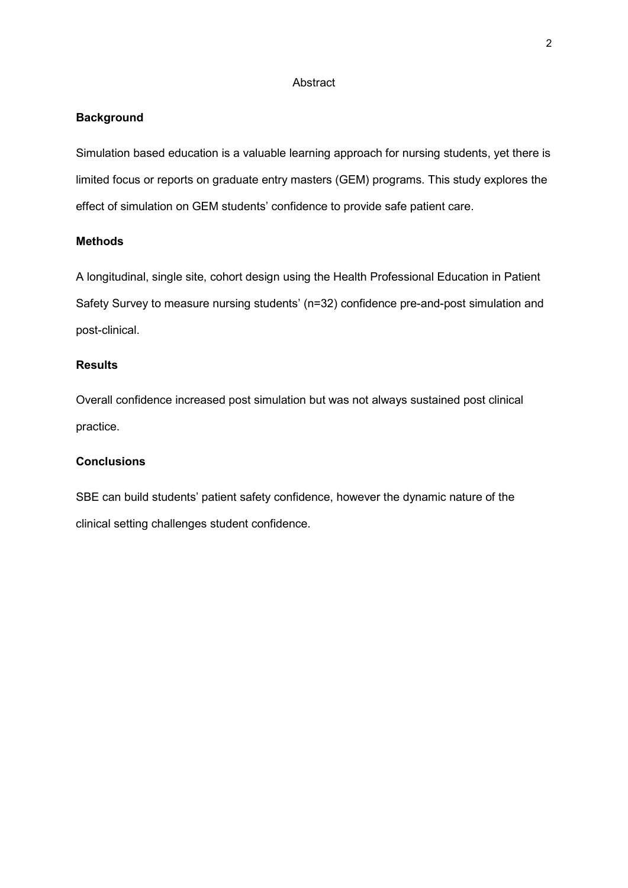# Abstract

## Background

Simulation based education is a valuable learning approach for nursing students, yet there is limited focus or reports on graduate entry masters (GEM) programs. This study explores the effect of simulation on GEM students' confidence to provide safe patient care.

## Methods

A longitudinal, single site, cohort design using the Health Professional Education in Patient Safety Survey to measure nursing students' (n=32) confidence pre-and-post simulation and post-clinical.

## Results

Overall confidence increased post simulation but was not always sustained post clinical practice.

## Conclusions

SBE can build students' patient safety confidence, however the dynamic nature of the clinical setting challenges student confidence.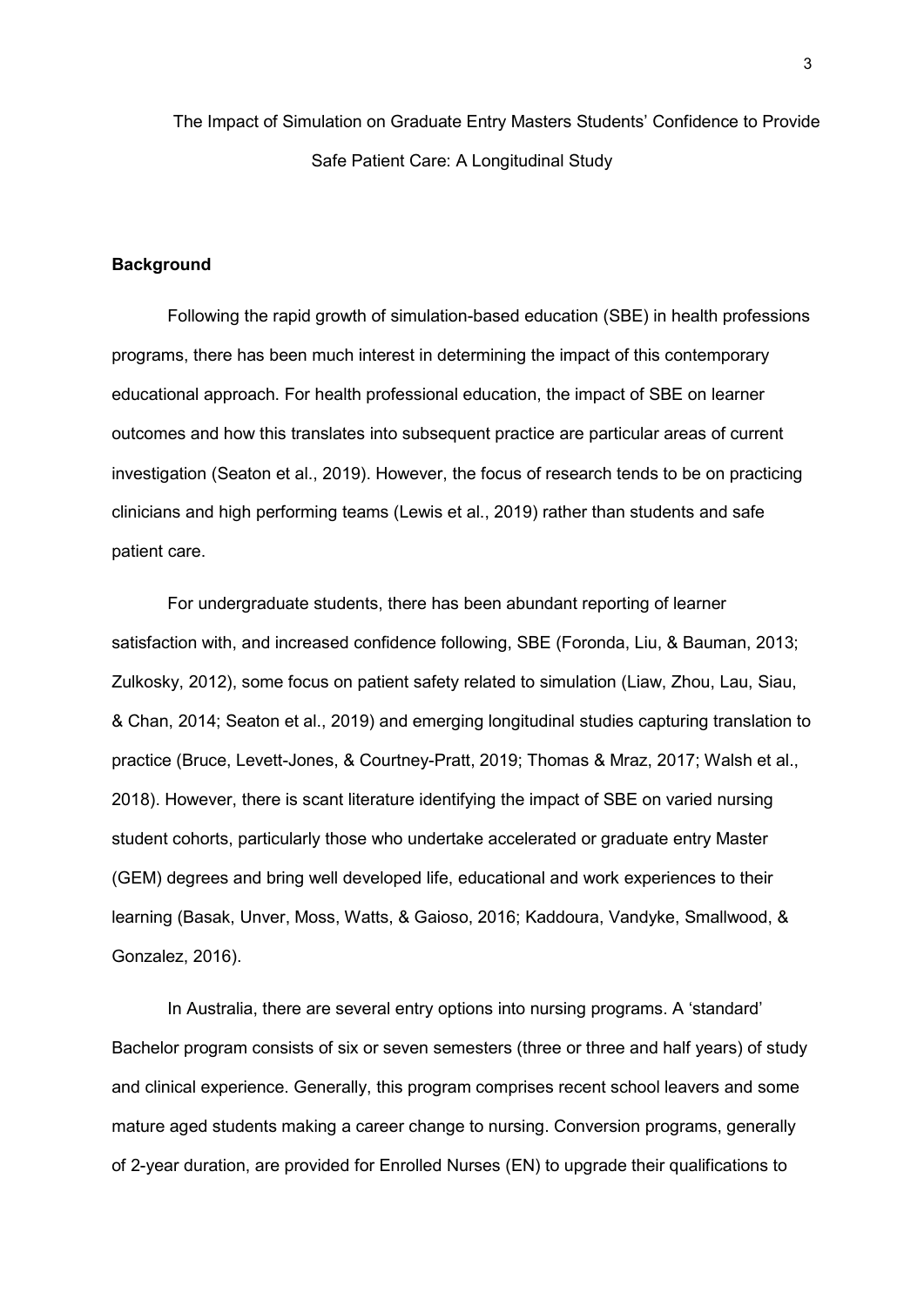# The Impact of Simulation on Graduate Entry Masters Students' Confidence to Provide Safe Patient Care: A Longitudinal Study

## Background

Following the rapid growth of simulation-based education (SBE) in health professions programs, there has been much interest in determining the impact of this contemporary educational approach. For health professional education, the impact of SBE on learner outcomes and how this translates into subsequent practice are particular areas of current investigation (Seaton et al., 2019). However, the focus of research tends to be on practicing clinicians and high performing teams (Lewis et al., 2019) rather than students and safe patient care.

For undergraduate students, there has been abundant reporting of learner satisfaction with, and increased confidence following, SBE (Foronda, Liu, & Bauman, 2013; Zulkosky, 2012), some focus on patient safety related to simulation (Liaw, Zhou, Lau, Siau, & Chan, 2014; Seaton et al., 2019) and emerging longitudinal studies capturing translation to practice (Bruce, Levett-Jones, & Courtney-Pratt, 2019; Thomas & Mraz, 2017; Walsh et al., 2018). However, there is scant literature identifying the impact of SBE on varied nursing student cohorts, particularly those who undertake accelerated or graduate entry Master (GEM) degrees and bring well developed life, educational and work experiences to their learning (Basak, Unver, Moss, Watts, & Gaioso, 2016; Kaddoura, Vandyke, Smallwood, & Gonzalez, 2016).

In Australia, there are several entry options into nursing programs. A 'standard' Bachelor program consists of six or seven semesters (three or three and half years) of study and clinical experience. Generally, this program comprises recent school leavers and some mature aged students making a career change to nursing. Conversion programs, generally of 2-year duration, are provided for Enrolled Nurses (EN) to upgrade their qualifications to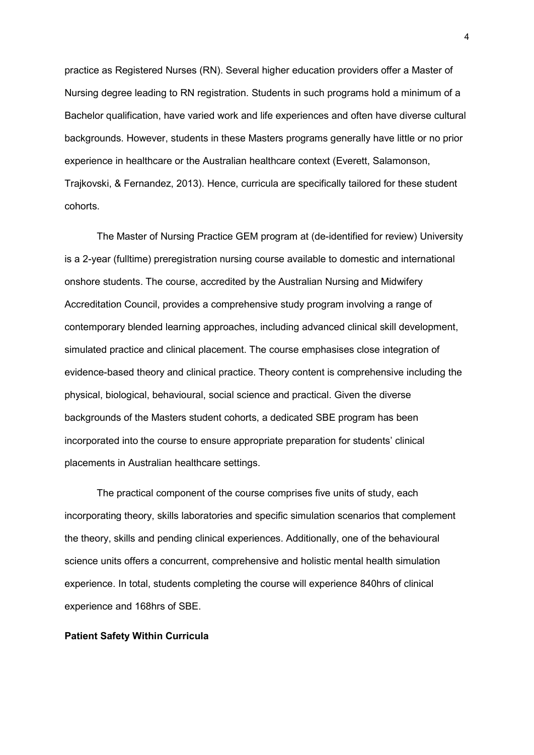practice as Registered Nurses (RN). Several higher education providers offer a Master of Nursing degree leading to RN registration. Students in such programs hold a minimum of a Bachelor qualification, have varied work and life experiences and often have diverse cultural backgrounds. However, students in these Masters programs generally have little or no prior experience in healthcare or the Australian healthcare context (Everett, Salamonson, Trajkovski, & Fernandez, 2013). Hence, curricula are specifically tailored for these student cohorts.

The Master of Nursing Practice GEM program at (de-identified for review) University is a 2-year (fulltime) preregistration nursing course available to domestic and international onshore students. The course, accredited by the Australian Nursing and Midwifery Accreditation Council, provides a comprehensive study program involving a range of contemporary blended learning approaches, including advanced clinical skill development, simulated practice and clinical placement. The course emphasises close integration of evidence-based theory and clinical practice. Theory content is comprehensive including the physical, biological, behavioural, social science and practical. Given the diverse backgrounds of the Masters student cohorts, a dedicated SBE program has been incorporated into the course to ensure appropriate preparation for students' clinical placements in Australian healthcare settings.

The practical component of the course comprises five units of study, each incorporating theory, skills laboratories and specific simulation scenarios that complement the theory, skills and pending clinical experiences. Additionally, one of the behavioural science units offers a concurrent, comprehensive and holistic mental health simulation experience. In total, students completing the course will experience 840hrs of clinical experience and 168hrs of SBE.

**Patient Safety Within Curricula**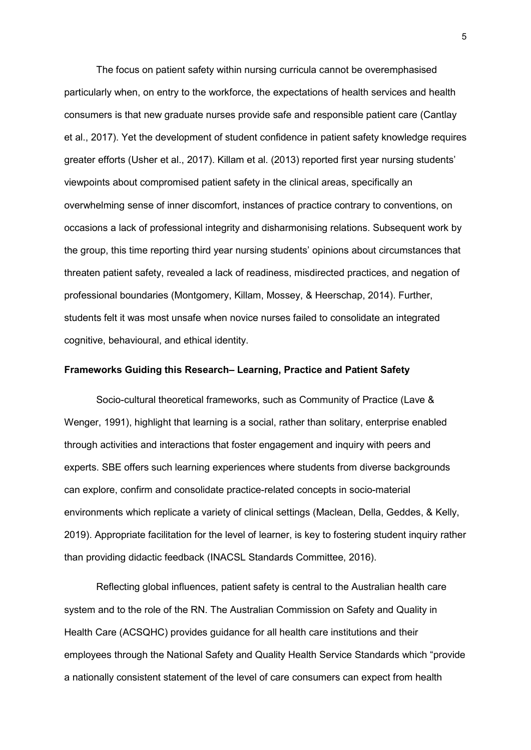The focus on patient safety within nursing curricula cannot be overemphasised particularly when, on entry to the workforce, the expectations of health services and health consumers is that new graduate nurses provide safe and responsible patient care (Cantlay et al., 2017). Yet the development of student confidence in patient safety knowledge requires greater efforts (Usher et al., 2017). Killam et al. (2013) reported first year nursing students' viewpoints about compromised patient safety in the clinical areas, specifically an overwhelming sense of inner discomfort, instances of practice contrary to conventions, on occasions a lack of professional integrity and disharmonising relations. Subsequent work by the group, this time reporting third year nursing students' opinions about circumstances that threaten patient safety, revealed a lack of readiness, misdirected practices, and negation of professional boundaries (Montgomery, Killam, Mossey, & Heerschap, 2014). Further, students felt it was most unsafe when novice nurses failed to consolidate an integrated cognitive, behavioural, and ethical identity.

## Frameworks Guiding this Research– Learning, Practice and Patient Safety

Socio-cultural theoretical frameworks, such as Community of Practice (Lave & Wenger, 1991), highlight that learning is a social, rather than solitary, enterprise enabled through activities and interactions that foster engagement and inquiry with peers and experts. SBE offers such learning experiences where students from diverse backgrounds can explore, confirm and consolidate practice-related concepts in socio-material environments which replicate a variety of clinical settings (Maclean, Della, Geddes, & Kelly, 2019). Appropriate facilitation for the level of learner, is key to fostering student inquiry rather than providing didactic feedback (INACSL Standards Committee, 2016).

Reflecting global influences, patient safety is central to the Australian health care system and to the role of the RN. The Australian Commission on Safety and Quality in Health Care (ACSQHC) provides guidance for all health care institutions and their employees through the National Safety and Quality Health Service Standards which "provide a nationally consistent statement of the level of care consumers can expect from health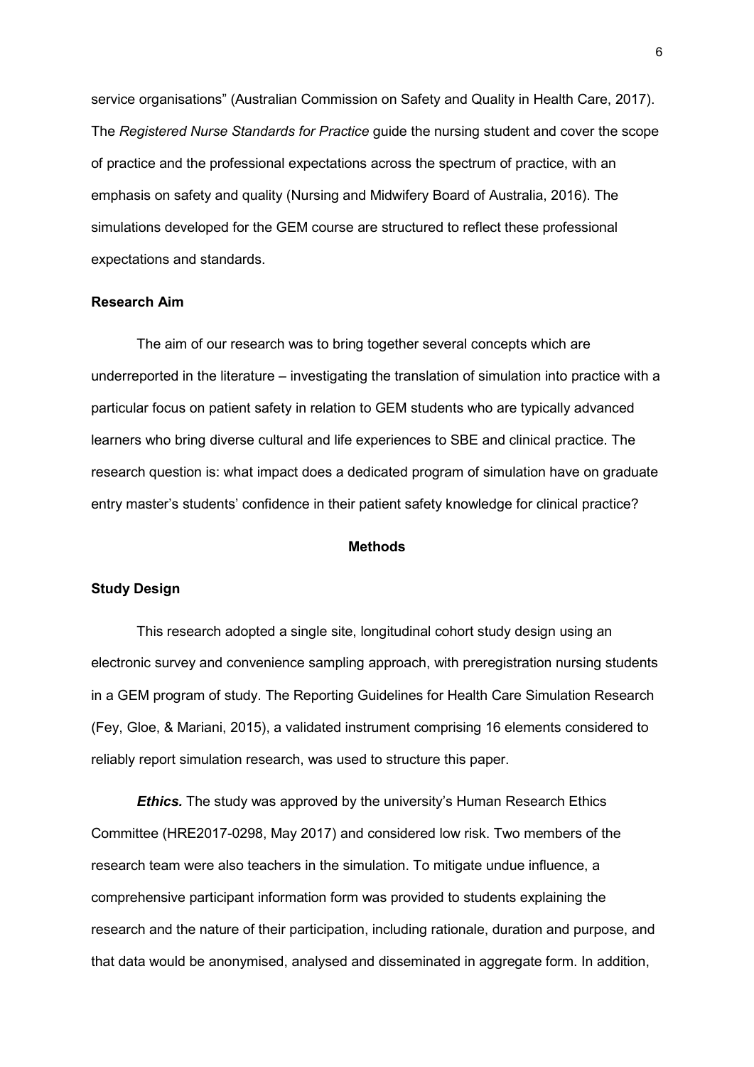service organisations" (Australian Commission on Safety and Quality in Health Care, 2017). The *Registered Nurse Standards for Practice* guide the nursing student and cover the scope of practice and the professional expectations across the spectrum of practice, with an emphasis on safety and quality (Nursing and Midwifery Board of Australia, 2016). The simulations developed for the GEM course are structured to reflect these professional expectations and standards.

### Research Aim

The aim of our research was to bring together several concepts which are underreported in the literature – investigating the translation of simulation into practice with a particular focus on patient safety in relation to GEM students who are typically advanced learners who bring diverse cultural and life experiences to SBE and clinical practice. The research question is: what impact does a dedicated program of simulation have on graduate entry master's students' confidence in their patient safety knowledge for clinical practice?

## Methods

### Study Design

This research adopted a single site, longitudinal cohort study design using an electronic survey and convenience sampling approach, with preregistration nursing students in a GEM program of study. The Reporting Guidelines for Health Care Simulation Research (Fey, Gloe, & Mariani, 2015), a validated instrument comprising 16 elements considered to reliably report simulation research, was used to structure this paper.

***Ethics.*** The study was approved by the university's Human Research Ethics Committee (HRE2017-0298, May 2017) and considered low risk. Two members of the research team were also teachers in the simulation. To mitigate undue influence, a comprehensive participant information form was provided to students explaining the research and the nature of their participation, including rationale, duration and purpose, and that data would be anonymised, analysed and disseminated in aggregate form. In addition,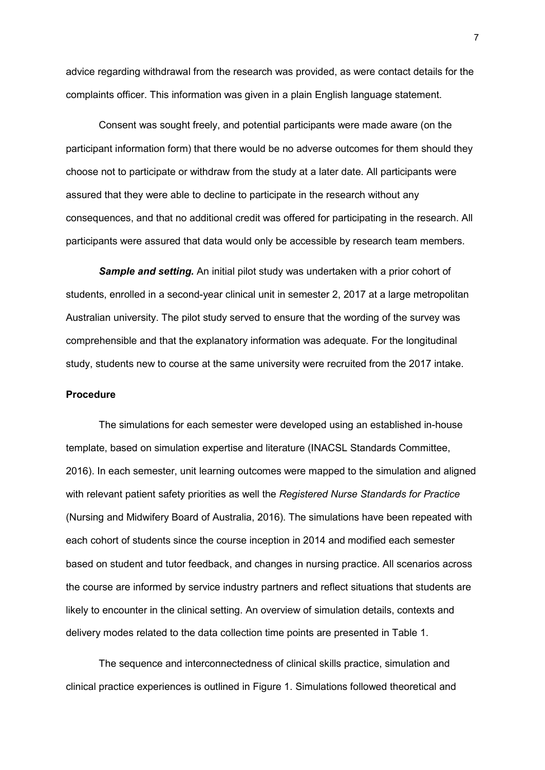advice regarding withdrawal from the research was provided, as were contact details for the complaints officer. This information was given in a plain English language statement.

Consent was sought freely, and potential participants were made aware (on the participant information form) that there would be no adverse outcomes for them should they choose not to participate or withdraw from the study at a later date. All participants were assured that they were able to decline to participate in the research without any consequences, and that no additional credit was offered for participating in the research. All participants were assured that data would only be accessible by research team members.

***Sample and setting.*** An initial pilot study was undertaken with a prior cohort of students, enrolled in a second-year clinical unit in semester 2, 2017 at a large metropolitan Australian university. The pilot study served to ensure that the wording of the survey was comprehensible and that the explanatory information was adequate. For the longitudinal study, students new to course at the same university were recruited from the 2017 intake.

**Procedure**

The simulations for each semester were developed using an established in-house template, based on simulation expertise and literature (INACSL Standards Committee, 2016). In each semester, unit learning outcomes were mapped to the simulation and aligned with relevant patient safety priorities as well the *Registered Nurse Standards for Practice* (Nursing and Midwifery Board of Australia, 2016). The simulations have been repeated with each cohort of students since the course inception in 2014 and modified each semester based on student and tutor feedback, and changes in nursing practice. All scenarios across the course are informed by service industry partners and reflect situations that students are likely to encounter in the clinical setting. An overview of simulation details, contexts and delivery modes related to the data collection time points are presented in Table 1.

The sequence and interconnectedness of clinical skills practice, simulation and clinical practice experiences is outlined in Figure 1. Simulations followed theoretical and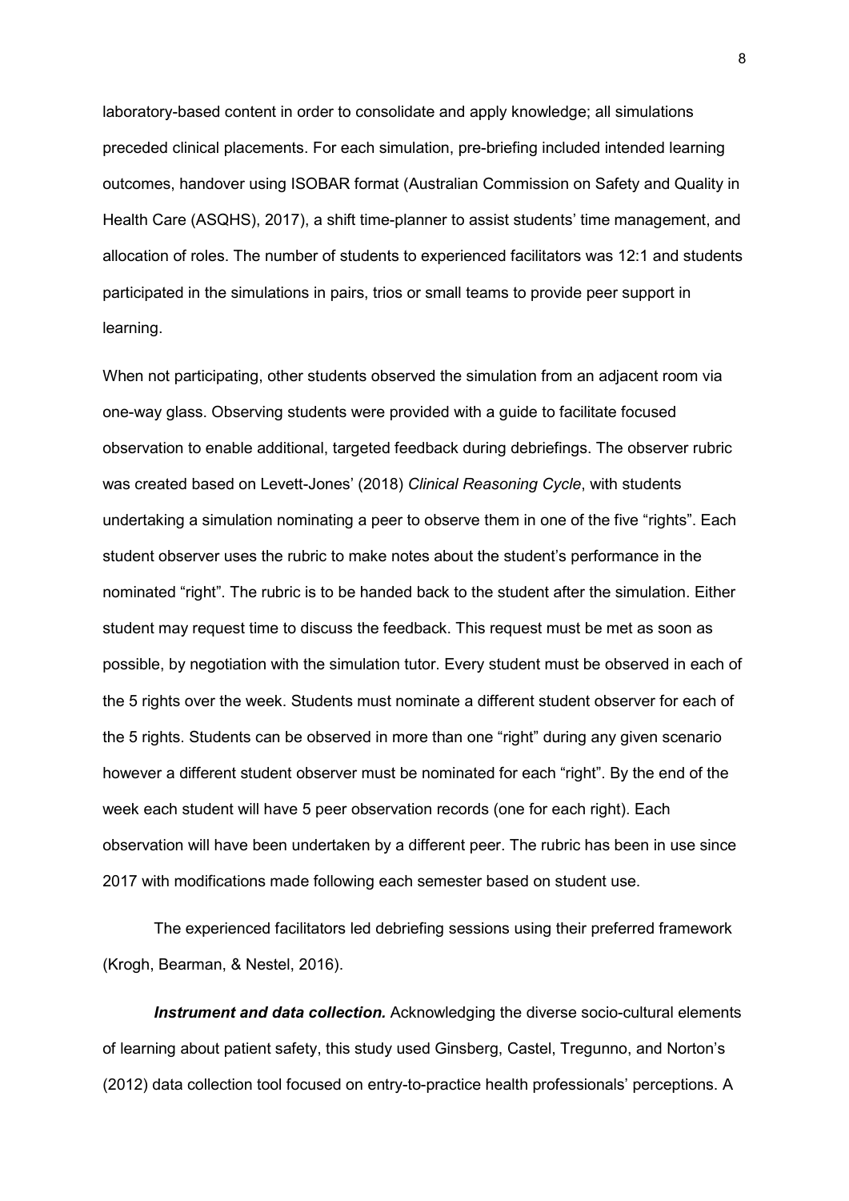laboratory-based content in order to consolidate and apply knowledge; all simulations preceded clinical placements. For each simulation, pre-briefing included intended learning outcomes, handover using ISOBAR format (Australian Commission on Safety and Quality in Health Care (ASQHS), 2017), a shift time-planner to assist students' time management, and allocation of roles. The number of students to experienced facilitators was 12:1 and students participated in the simulations in pairs, trios or small teams to provide peer support in learning.

When not participating, other students observed the simulation from an adjacent room via one-way glass. Observing students were provided with a guide to facilitate focused observation to enable additional, targeted feedback during debriefings. The observer rubric was created based on Levett-Jones' (2018) *Clinical Reasoning Cycle*, with students undertaking a simulation nominating a peer to observe them in one of the five "rights". Each student observer uses the rubric to make notes about the student's performance in the nominated "right". The rubric is to be handed back to the student after the simulation. Either student may request time to discuss the feedback. This request must be met as soon as possible, by negotiation with the simulation tutor. Every student must be observed in each of the 5 rights over the week. Students must nominate a different student observer for each of the 5 rights. Students can be observed in more than one "right" during any given scenario however a different student observer must be nominated for each "right". By the end of the week each student will have 5 peer observation records (one for each right). Each observation will have been undertaken by a different peer. The rubric has been in use since 2017 with modifications made following each semester based on student use.

The experienced facilitators led debriefing sessions using their preferred framework (Krogh, Bearman, & Nestel, 2016).

***Instrument and data collection.*** Acknowledging the diverse socio-cultural elements of learning about patient safety, this study used Ginsberg, Castel, Tregunno, and Norton's (2012) data collection tool focused on entry-to-practice health professionals' perceptions. A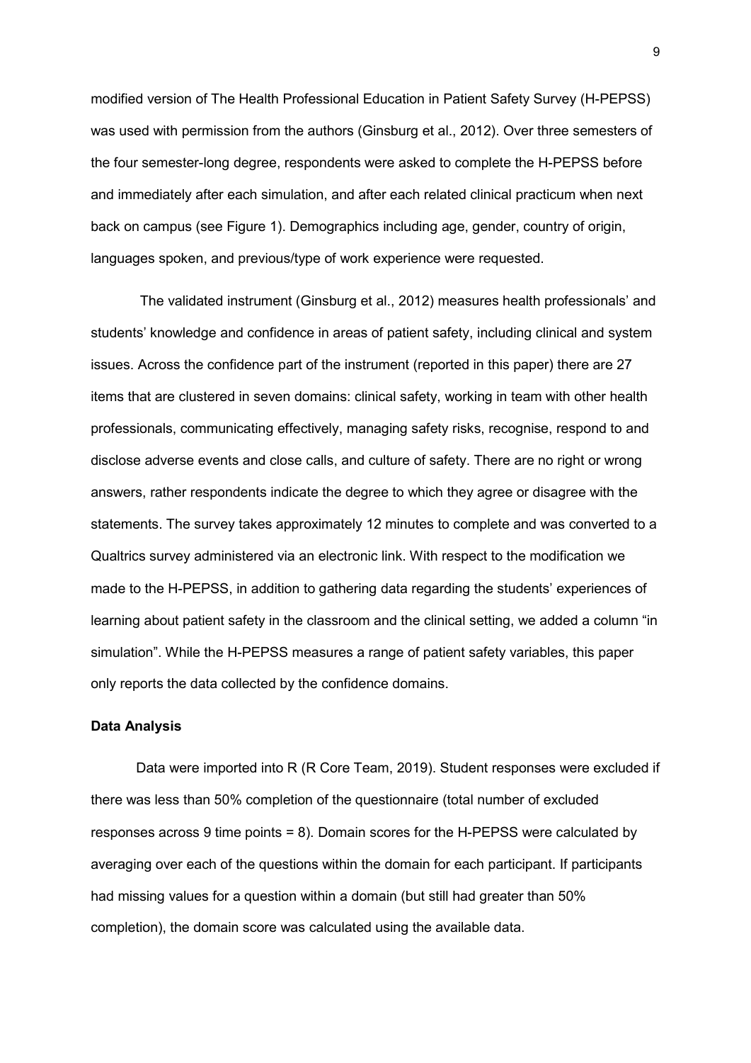modified version of The Health Professional Education in Patient Safety Survey (H-PEPSS) was used with permission from the authors (Ginsburg et al., 2012). Over three semesters of the four semester-long degree, respondents were asked to complete the H-PEPSS before and immediately after each simulation, and after each related clinical practicum when next back on campus (see Figure 1). Demographics including age, gender, country of origin, languages spoken, and previous/type of work experience were requested.

The validated instrument (Ginsburg et al., 2012) measures health professionals' and students' knowledge and confidence in areas of patient safety, including clinical and system issues. Across the confidence part of the instrument (reported in this paper) there are 27 items that are clustered in seven domains: clinical safety, working in team with other health professionals, communicating effectively, managing safety risks, recognise, respond to and disclose adverse events and close calls, and culture of safety. There are no right or wrong answers, rather respondents indicate the degree to which they agree or disagree with the statements. The survey takes approximately 12 minutes to complete and was converted to a Qualtrics survey administered via an electronic link. With respect to the modification we made to the H-PEPSS, in addition to gathering data regarding the students' experiences of learning about patient safety in the classroom and the clinical setting, we added a column "in simulation". While the H-PEPSS measures a range of patient safety variables, this paper only reports the data collected by the confidence domains.

**Data Analysis**

Data were imported into R (R Core Team, 2019). Student responses were excluded if there was less than 50% completion of the questionnaire (total number of excluded responses across 9 time points = 8). Domain scores for the H-PEPSS were calculated by averaging over each of the questions within the domain for each participant. If participants had missing values for a question within a domain (but still had greater than 50% completion), the domain score was calculated using the available data.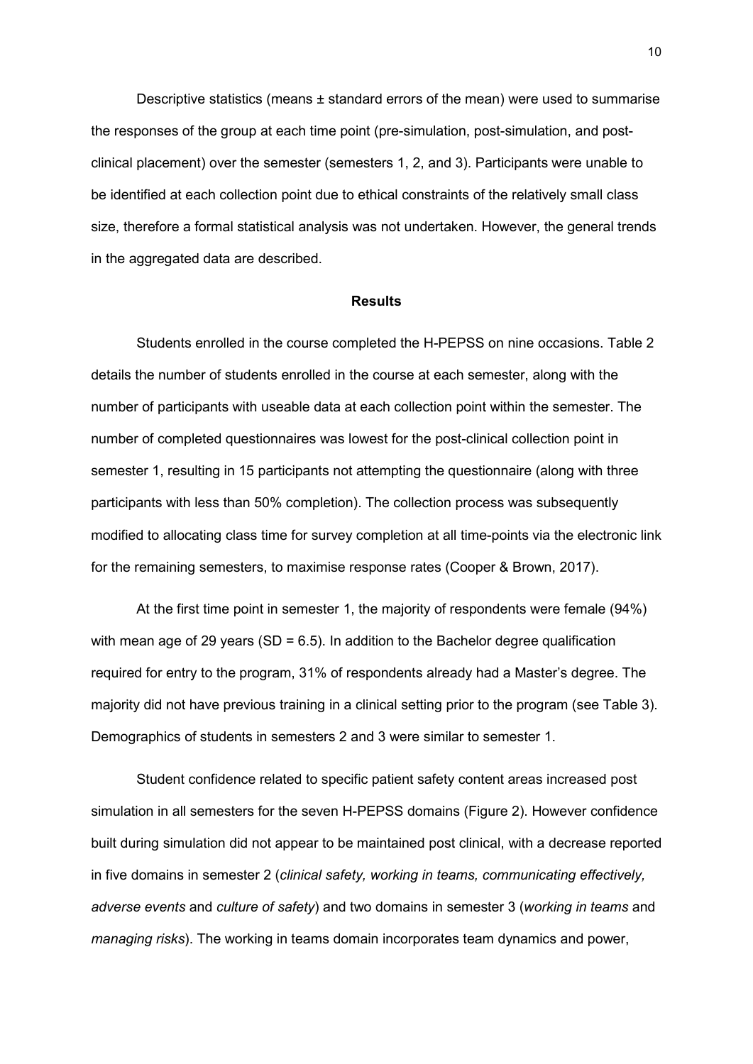Descriptive statistics (means ± standard errors of the mean) were used to summarise the responses of the group at each time point (pre-simulation, post-simulation, and post-clinical placement) over the semester (semesters 1, 2, and 3). Participants were unable to be identified at each collection point due to ethical constraints of the relatively small class size, therefore a formal statistical analysis was not undertaken. However, the general trends in the aggregated data are described.

## Results

Students enrolled in the course completed the H-PEPSS on nine occasions. Table 2 details the number of students enrolled in the course at each semester, along with the number of participants with useable data at each collection point within the semester. The number of completed questionnaires was lowest for the post-clinical collection point in semester 1, resulting in 15 participants not attempting the questionnaire (along with three participants with less than 50% completion). The collection process was subsequently modified to allocating class time for survey completion at all time-points via the electronic link for the remaining semesters, to maximise response rates (Cooper & Brown, 2017).

At the first time point in semester 1, the majority of respondents were female (94%) with mean age of 29 years (SD = 6.5). In addition to the Bachelor degree qualification required for entry to the program, 31% of respondents already had a Master's degree. The majority did not have previous training in a clinical setting prior to the program (see Table 3). Demographics of students in semesters 2 and 3 were similar to semester 1.

Student confidence related to specific patient safety content areas increased post simulation in all semesters for the seven H-PEPSS domains (Figure 2). However confidence built during simulation did not appear to be maintained post clinical, with a decrease reported in five domains in semester 2 (*clinical safety, working in teams, communicating effectively, adverse events* and *culture of safety*) and two domains in semester 3 (*working in teams* and *managing risks*). The working in teams domain incorporates team dynamics and power,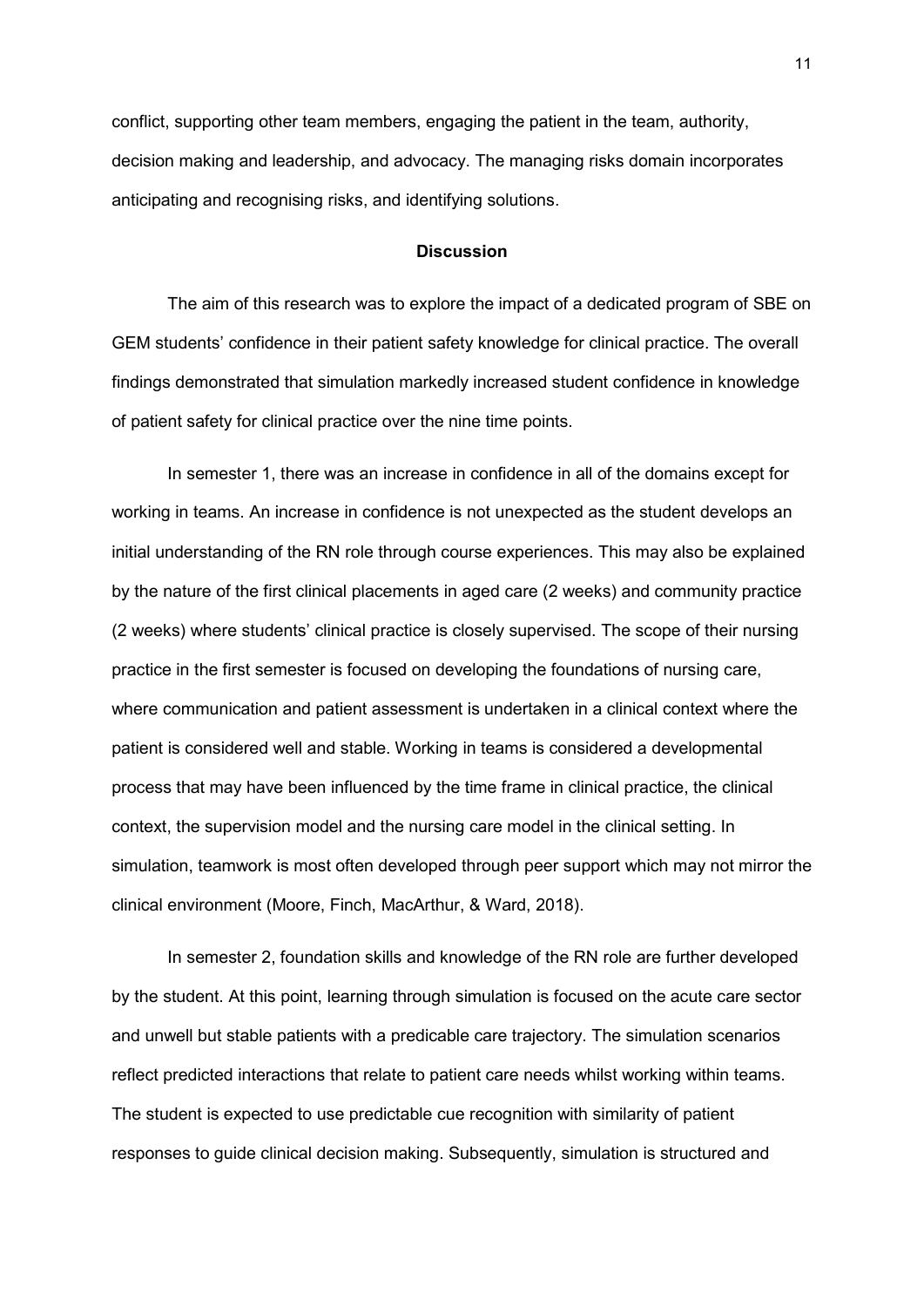conflict, supporting other team members, engaging the patient in the team, authority, decision making and leadership, and advocacy. The managing risks domain incorporates anticipating and recognising risks, and identifying solutions.

## Discussion

The aim of this research was to explore the impact of a dedicated program of SBE on GEM students' confidence in their patient safety knowledge for clinical practice. The overall findings demonstrated that simulation markedly increased student confidence in knowledge of patient safety for clinical practice over the nine time points.

In semester 1, there was an increase in confidence in all of the domains except for working in teams. An increase in confidence is not unexpected as the student develops an initial understanding of the RN role through course experiences. This may also be explained by the nature of the first clinical placements in aged care (2 weeks) and community practice (2 weeks) where students' clinical practice is closely supervised. The scope of their nursing practice in the first semester is focused on developing the foundations of nursing care, where communication and patient assessment is undertaken in a clinical context where the patient is considered well and stable. Working in teams is considered a developmental process that may have been influenced by the time frame in clinical practice, the clinical context, the supervision model and the nursing care model in the clinical setting. In simulation, teamwork is most often developed through peer support which may not mirror the clinical environment (Moore, Finch, MacArthur, & Ward, 2018).

In semester 2, foundation skills and knowledge of the RN role are further developed by the student. At this point, learning through simulation is focused on the acute care sector and unwell but stable patients with a predicable care trajectory. The simulation scenarios reflect predicted interactions that relate to patient care needs whilst working within teams. The student is expected to use predictable cue recognition with similarity of patient responses to guide clinical decision making. Subsequently, simulation is structured and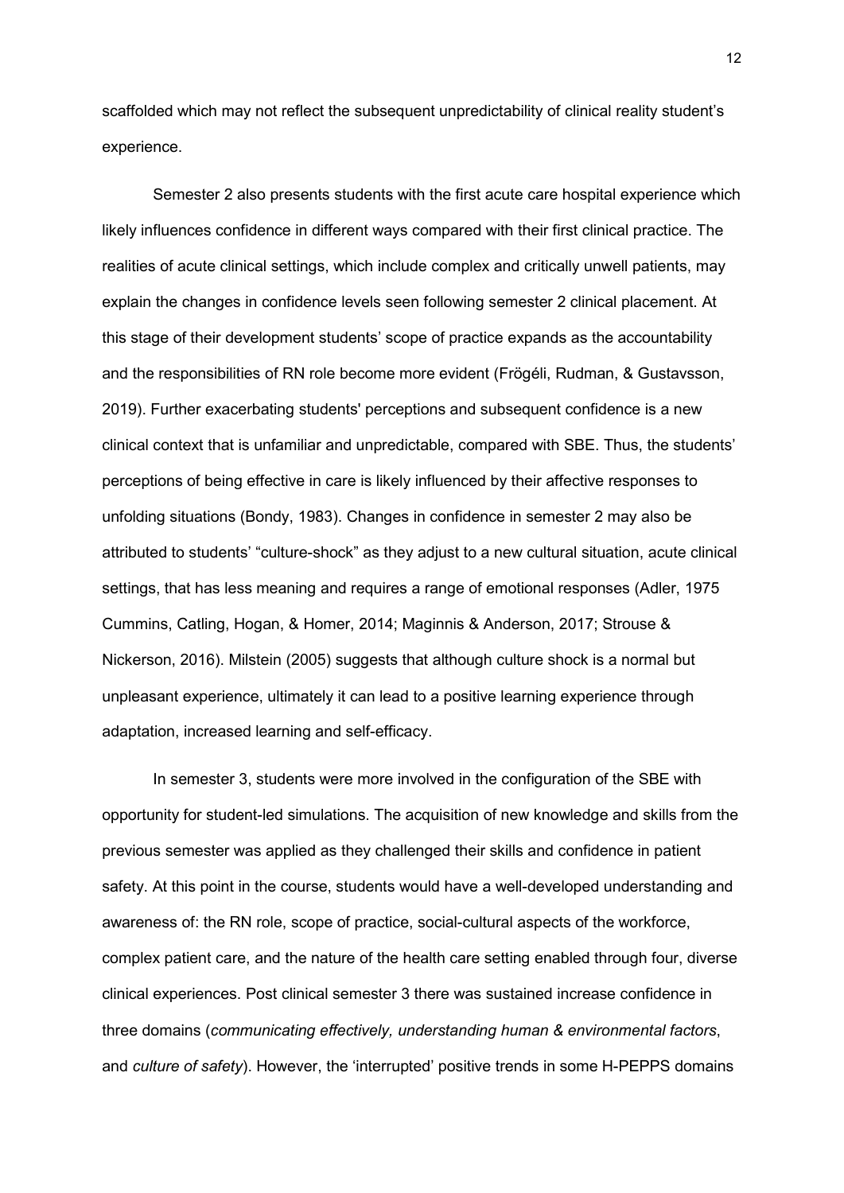scaffolded which may not reflect the subsequent unpredictability of clinical reality student's experience.

Semester 2 also presents students with the first acute care hospital experience which likely influences confidence in different ways compared with their first clinical practice. The realities of acute clinical settings, which include complex and critically unwell patients, may explain the changes in confidence levels seen following semester 2 clinical placement. At this stage of their development students' scope of practice expands as the accountability and the responsibilities of RN role become more evident (Frögéli, Rudman, & Gustavsson, 2019). Further exacerbating students' perceptions and subsequent confidence is a new clinical context that is unfamiliar and unpredictable, compared with SBE. Thus, the students' perceptions of being effective in care is likely influenced by their affective responses to unfolding situations (Bondy, 1983). Changes in confidence in semester 2 may also be attributed to students' "culture-shock" as they adjust to a new cultural situation, acute clinical settings, that has less meaning and requires a range of emotional responses (Adler, 1975 Cummins, Catling, Hogan, & Homer, 2014; Maginnis & Anderson, 2017; Strouse & Nickerson, 2016). Milstein (2005) suggests that although culture shock is a normal but unpleasant experience, ultimately it can lead to a positive learning experience through adaptation, increased learning and self-efficacy.

In semester 3, students were more involved in the configuration of the SBE with opportunity for student-led simulations. The acquisition of new knowledge and skills from the previous semester was applied as they challenged their skills and confidence in patient safety. At this point in the course, students would have a well-developed understanding and awareness of: the RN role, scope of practice, social-cultural aspects of the workforce, complex patient care, and the nature of the health care setting enabled through four, diverse clinical experiences. Post clinical semester 3 there was sustained increase confidence in three domains (*communicating effectively, understanding human & environmental factors*, and *culture of safety*). However, the 'interrupted' positive trends in some H-PEPPS domains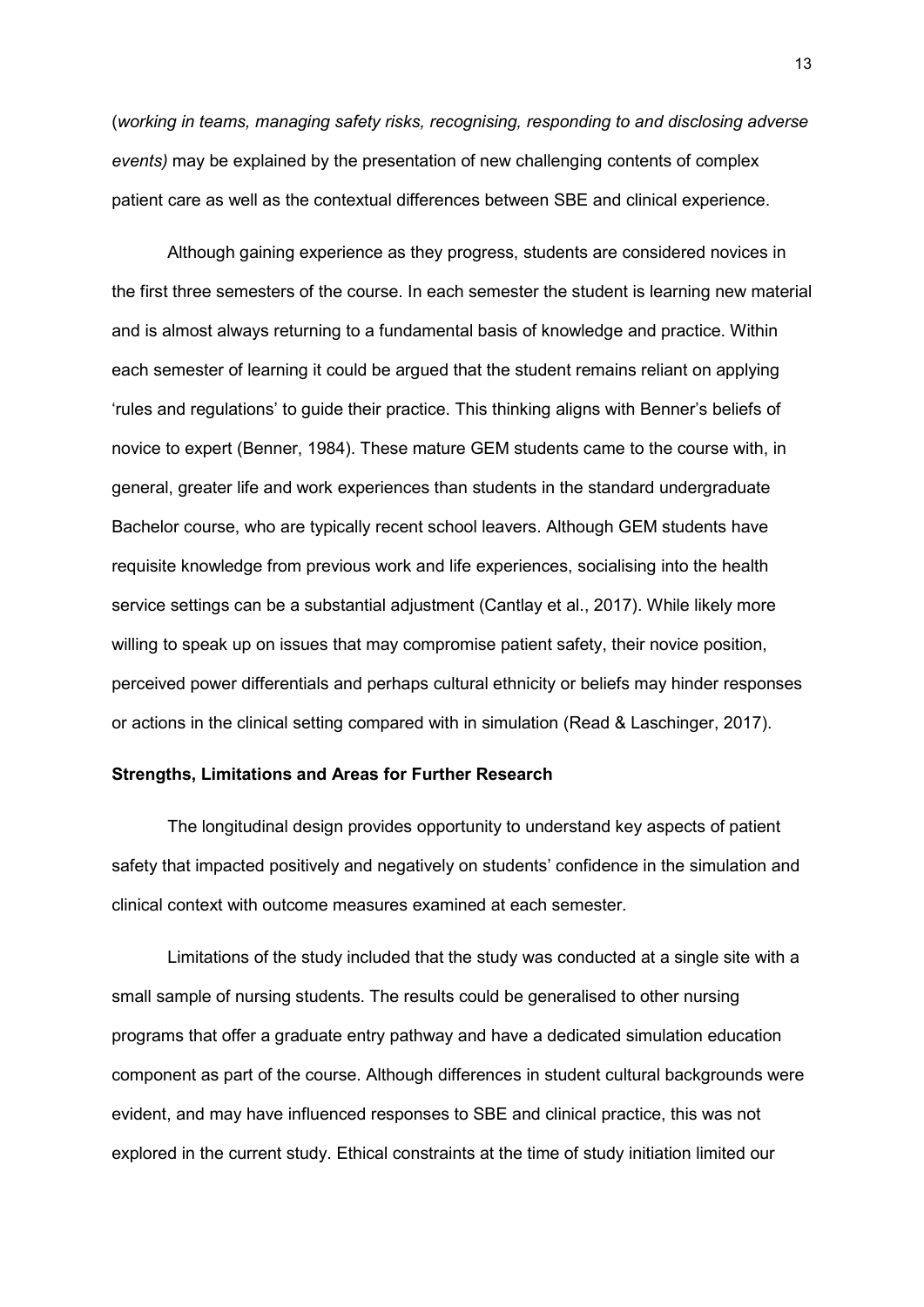(*working in teams, managing safety risks, recognising, responding to and disclosing adverse events)* may be explained by the presentation of new challenging contents of complex patient care as well as the contextual differences between SBE and clinical experience.

Although gaining experience as they progress, students are considered novices in the first three semesters of the course. In each semester the student is learning new material and is almost always returning to a fundamental basis of knowledge and practice. Within each semester of learning it could be argued that the student remains reliant on applying 'rules and regulations' to guide their practice. This thinking aligns with Benner's beliefs of novice to expert (Benner, 1984). These mature GEM students came to the course with, in general, greater life and work experiences than students in the standard undergraduate Bachelor course, who are typically recent school leavers. Although GEM students have requisite knowledge from previous work and life experiences, socialising into the health service settings can be a substantial adjustment (Cantlay et al., 2017). While likely more willing to speak up on issues that may compromise patient safety, their novice position, perceived power differentials and perhaps cultural ethnicity or beliefs may hinder responses or actions in the clinical setting compared with in simulation (Read & Laschinger, 2017).

**Strengths, Limitations and Areas for Further Research**

The longitudinal design provides opportunity to understand key aspects of patient safety that impacted positively and negatively on students' confidence in the simulation and clinical context with outcome measures examined at each semester.

Limitations of the study included that the study was conducted at a single site with a small sample of nursing students. The results could be generalised to other nursing programs that offer a graduate entry pathway and have a dedicated simulation education component as part of the course. Although differences in student cultural backgrounds were evident, and may have influenced responses to SBE and clinical practice, this was not explored in the current study. Ethical constraints at the time of study initiation limited our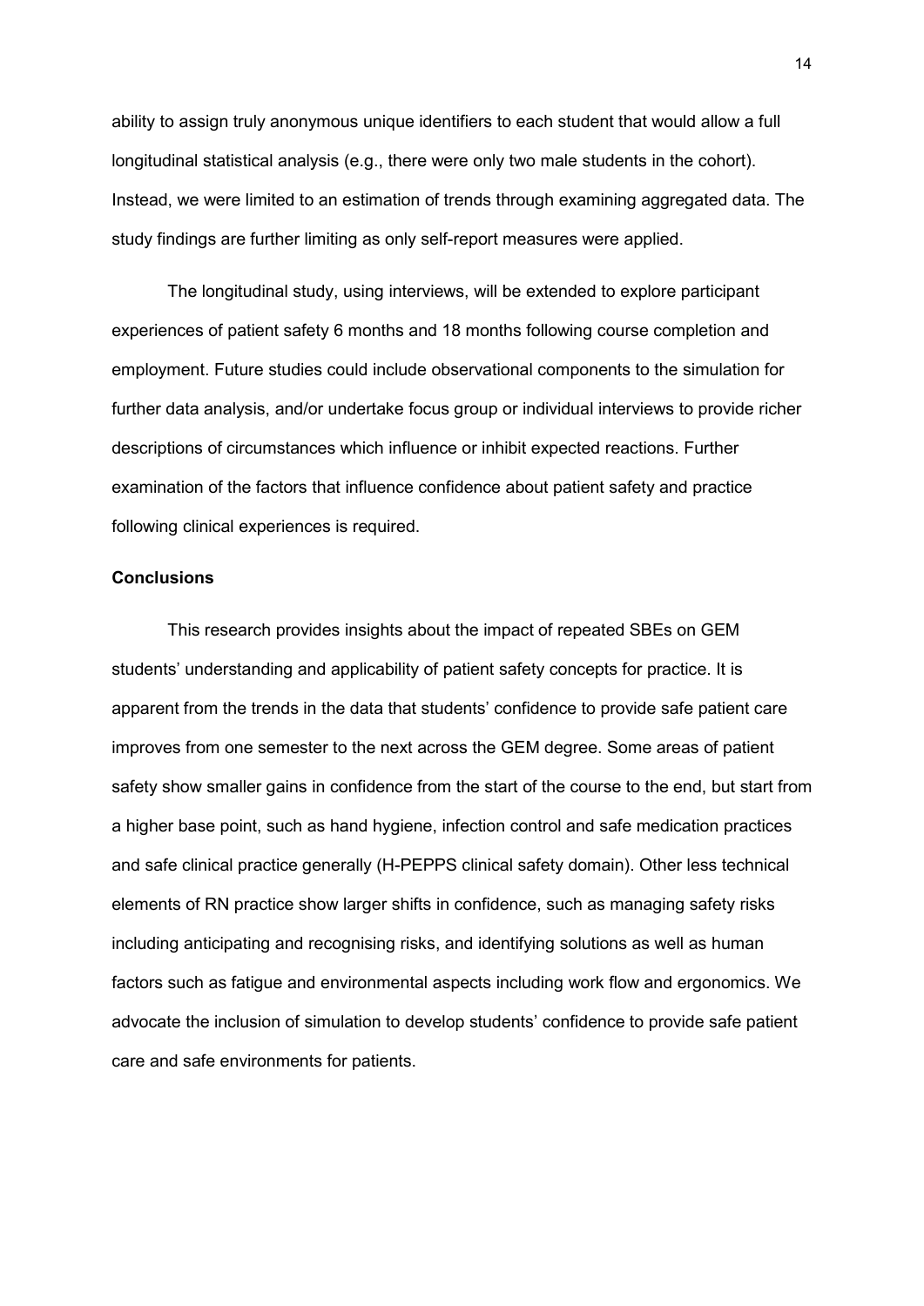ability to assign truly anonymous unique identifiers to each student that would allow a full longitudinal statistical analysis (e.g., there were only two male students in the cohort). Instead, we were limited to an estimation of trends through examining aggregated data. The study findings are further limiting as only self-report measures were applied.

The longitudinal study, using interviews, will be extended to explore participant experiences of patient safety 6 months and 18 months following course completion and employment. Future studies could include observational components to the simulation for further data analysis, and/or undertake focus group or individual interviews to provide richer descriptions of circumstances which influence or inhibit expected reactions. Further examination of the factors that influence confidence about patient safety and practice following clinical experiences is required.

## Conclusions

This research provides insights about the impact of repeated SBEs on GEM students' understanding and applicability of patient safety concepts for practice. It is apparent from the trends in the data that students' confidence to provide safe patient care improves from one semester to the next across the GEM degree. Some areas of patient safety show smaller gains in confidence from the start of the course to the end, but start from a higher base point, such as hand hygiene, infection control and safe medication practices and safe clinical practice generally (H-PEPPS clinical safety domain). Other less technical elements of RN practice show larger shifts in confidence, such as managing safety risks including anticipating and recognising risks, and identifying solutions as well as human factors such as fatigue and environmental aspects including work flow and ergonomics. We advocate the inclusion of simulation to develop students' confidence to provide safe patient care and safe environments for patients.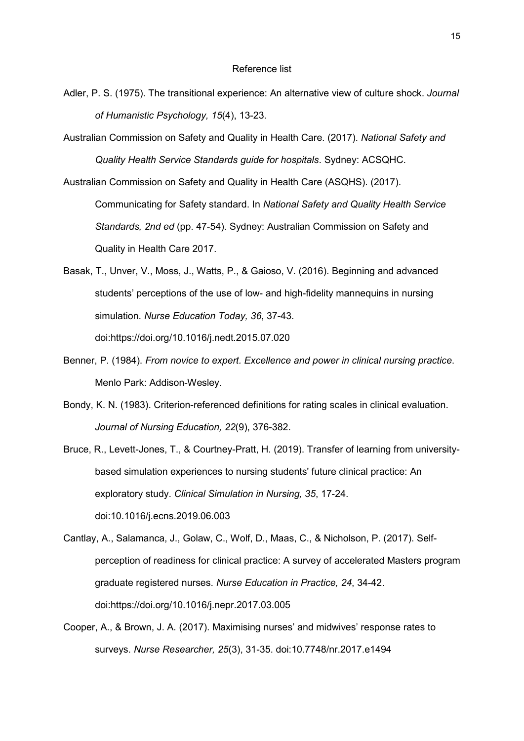# Reference list

Adler, P. S. (1975). The transitional experience: An alternative view of culture shock. *Journal of Humanistic Psychology, 15*(4), 13-23.

Australian Commission on Safety and Quality in Health Care. (2017). *National Safety and Quality Health Service Standards guide for hospitals*. Sydney: ACSQHC.

Australian Commission on Safety and Quality in Health Care (ASQHS). (2017). Communicating for Safety standard. In *National Safety and Quality Health Service Standards, 2nd ed* (pp. 47-54). Sydney: Australian Commission on Safety and Quality in Health Care 2017.

Basak, T., Unver, V., Moss, J., Watts, P., & Gaioso, V. (2016). Beginning and advanced students' perceptions of the use of low- and high-fidelity mannequins in nursing simulation. *Nurse Education Today, 36*, 37-43. doi:https://doi.org/10.1016/j.nedt.2015.07.020

Benner, P. (1984). *From novice to expert. Excellence and power in clinical nursing practice*. Menlo Park: Addison-Wesley.

Bondy, K. N. (1983). Criterion-referenced definitions for rating scales in clinical evaluation. *Journal of Nursing Education, 22*(9), 376-382.

Bruce, R., Levett-Jones, T., & Courtney-Pratt, H. (2019). Transfer of learning from university-based simulation experiences to nursing students' future clinical practice: An exploratory study. *Clinical Simulation in Nursing, 35*, 17-24. doi:10.1016/j.ecns.2019.06.003

Cantlay, A., Salamanca, J., Golaw, C., Wolf, D., Maas, C., & Nicholson, P. (2017). Self-perception of readiness for clinical practice: A survey of accelerated Masters program graduate registered nurses. *Nurse Education in Practice, 24*, 34-42. doi:https://doi.org/10.1016/j.nepr.2017.03.005

Cooper, A., & Brown, J. A. (2017). Maximising nurses' and midwives' response rates to surveys. *Nurse Researcher, 25*(3), 31-35. doi:10.7748/nr.2017.e1494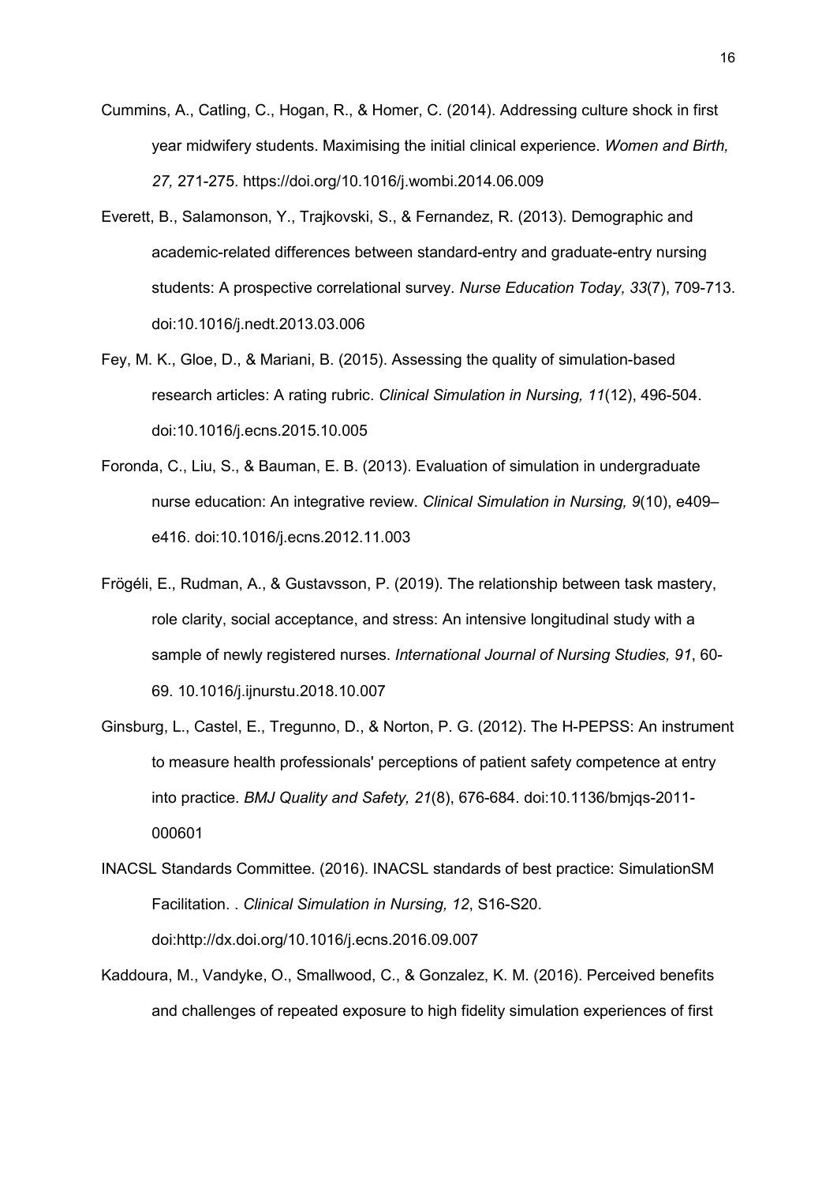Cummins, A., Catling, C., Hogan, R., & Homer, C. (2014). Addressing culture shock in first year midwifery students. Maximising the initial clinical experience. *Women and Birth, 27,* 271-275. https://doi.org/10.1016/j.wombi.2014.06.009

Everett, B., Salamonson, Y., Trajkovski, S., & Fernandez, R. (2013). Demographic and academic-related differences between standard-entry and graduate-entry nursing students: A prospective correlational survey. *Nurse Education Today, 33*(7), 709-713. doi:10.1016/j.nedt.2013.03.006

Fey, M. K., Gloe, D., & Mariani, B. (2015). Assessing the quality of simulation-based research articles: A rating rubric. *Clinical Simulation in Nursing, 11*(12), 496-504. doi:10.1016/j.ecns.2015.10.005

Foronda, C., Liu, S., & Bauman, E. B. (2013). Evaluation of simulation in undergraduate nurse education: An integrative review. *Clinical Simulation in Nursing, 9*(10), e409–e416. doi:10.1016/j.ecns.2012.11.003

Frögéli, E., Rudman, A., & Gustavsson, P. (2019). The relationship between task mastery, role clarity, social acceptance, and stress: An intensive longitudinal study with a sample of newly registered nurses. *International Journal of Nursing Studies, 91*, 60-69. 10.1016/j.ijnurstu.2018.10.007

Ginsburg, L., Castel, E., Tregunno, D., & Norton, P. G. (2012). The H-PEPSS: An instrument to measure health professionals' perceptions of patient safety competence at entry into practice. *BMJ Quality and Safety, 21*(8), 676-684. doi:10.1136/bmjqs-2011-000601

INACSL Standards Committee. (2016). INACSL standards of best practice: SimulationSM Facilitation. . *Clinical Simulation in Nursing, 12*, S16-S20. doi:http://dx.doi.org/10.1016/j.ecns.2016.09.007

Kaddoura, M., Vandyke, O., Smallwood, C., & Gonzalez, K. M. (2016). Perceived benefits and challenges of repeated exposure to high fidelity simulation experiences of first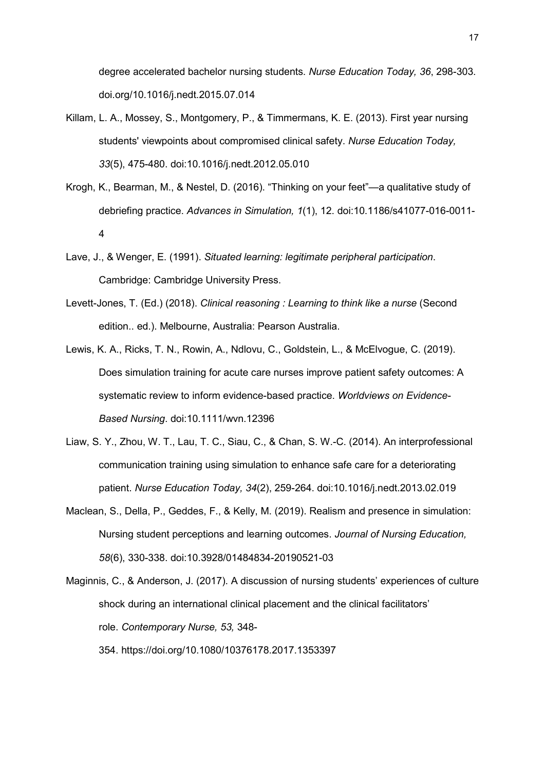degree accelerated bachelor nursing students. *Nurse Education Today, 36*, 298-303. doi.org/10.1016/j.nedt.2015.07.014

Killam, L. A., Mossey, S., Montgomery, P., & Timmermans, K. E. (2013). First year nursing students' viewpoints about compromised clinical safety. *Nurse Education Today, 33*(5), 475-480. doi:10.1016/j.nedt.2012.05.010

Krogh, K., Bearman, M., & Nestel, D. (2016). "Thinking on your feet"—a qualitative study of debriefing practice. *Advances in Simulation, 1*(1), 12. doi:10.1186/s41077-016-0011-4

Lave, J., & Wenger, E. (1991). *Situated learning: legitimate peripheral participation*. Cambridge: Cambridge University Press.

Levett-Jones, T. (Ed.) (2018). *Clinical reasoning : Learning to think like a nurse* (Second edition.. ed.). Melbourne, Australia: Pearson Australia.

Lewis, K. A., Ricks, T. N., Rowin, A., Ndlovu, C., Goldstein, L., & McElvogue, C. (2019). Does simulation training for acute care nurses improve patient safety outcomes: A systematic review to inform evidence-based practice. *Worldviews on Evidence-Based Nursing*. doi:10.1111/wvn.12396

Liaw, S. Y., Zhou, W. T., Lau, T. C., Siau, C., & Chan, S. W.-C. (2014). An interprofessional communication training using simulation to enhance safe care for a deteriorating patient. *Nurse Education Today, 34*(2), 259-264. doi:10.1016/j.nedt.2013.02.019

Maclean, S., Della, P., Geddes, F., & Kelly, M. (2019). Realism and presence in simulation: Nursing student perceptions and learning outcomes. *Journal of Nursing Education, 58*(6), 330-338. doi:10.3928/01484834-20190521-03

Maginnis, C., & Anderson, J. (2017). A discussion of nursing students' experiences of culture shock during an international clinical placement and the clinical facilitators' role. *Contemporary Nurse, 53,* 348-354. https://doi.org/10.1080/10376178.2017.1353397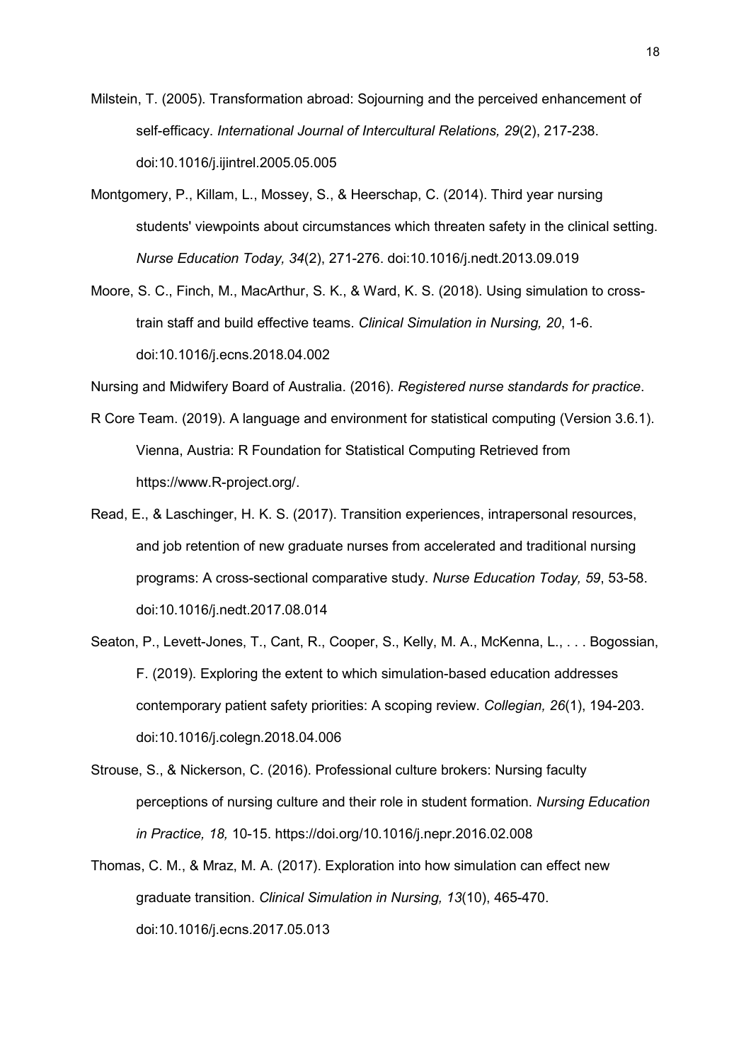Milstein, T. (2005). Transformation abroad: Sojourning and the perceived enhancement of self-efficacy. *International Journal of Intercultural Relations, 29*(2), 217-238. doi:10.1016/j.ijintrel.2005.05.005

Montgomery, P., Killam, L., Mossey, S., & Heerschap, C. (2014). Third year nursing students' viewpoints about circumstances which threaten safety in the clinical setting. *Nurse Education Today, 34*(2), 271-276. doi:10.1016/j.nedt.2013.09.019

Moore, S. C., Finch, M., MacArthur, S. K., & Ward, K. S. (2018). Using simulation to cross-train staff and build effective teams. *Clinical Simulation in Nursing, 20*, 1-6. doi:10.1016/j.ecns.2018.04.002

Nursing and Midwifery Board of Australia. (2016). *Registered nurse standards for practice*.

R Core Team. (2019). A language and environment for statistical computing (Version 3.6.1). Vienna, Austria: R Foundation for Statistical Computing Retrieved from https://www.R-project.org/.

Read, E., & Laschinger, H. K. S. (2017). Transition experiences, intrapersonal resources, and job retention of new graduate nurses from accelerated and traditional nursing programs: A cross-sectional comparative study. *Nurse Education Today, 59*, 53-58. doi:10.1016/j.nedt.2017.08.014

Seaton, P., Levett-Jones, T., Cant, R., Cooper, S., Kelly, M. A., McKenna, L., . . . Bogossian, F. (2019). Exploring the extent to which simulation-based education addresses contemporary patient safety priorities: A scoping review. *Collegian, 26*(1), 194-203. doi:10.1016/j.colegn.2018.04.006

Strouse, S., & Nickerson, C. (2016). Professional culture brokers: Nursing faculty perceptions of nursing culture and their role in student formation. *Nursing Education in Practice, 18,* 10-15. https://doi.org/10.1016/j.nepr.2016.02.008

Thomas, C. M., & Mraz, M. A. (2017). Exploration into how simulation can effect new graduate transition. *Clinical Simulation in Nursing, 13*(10), 465-470. doi:10.1016/j.ecns.2017.05.013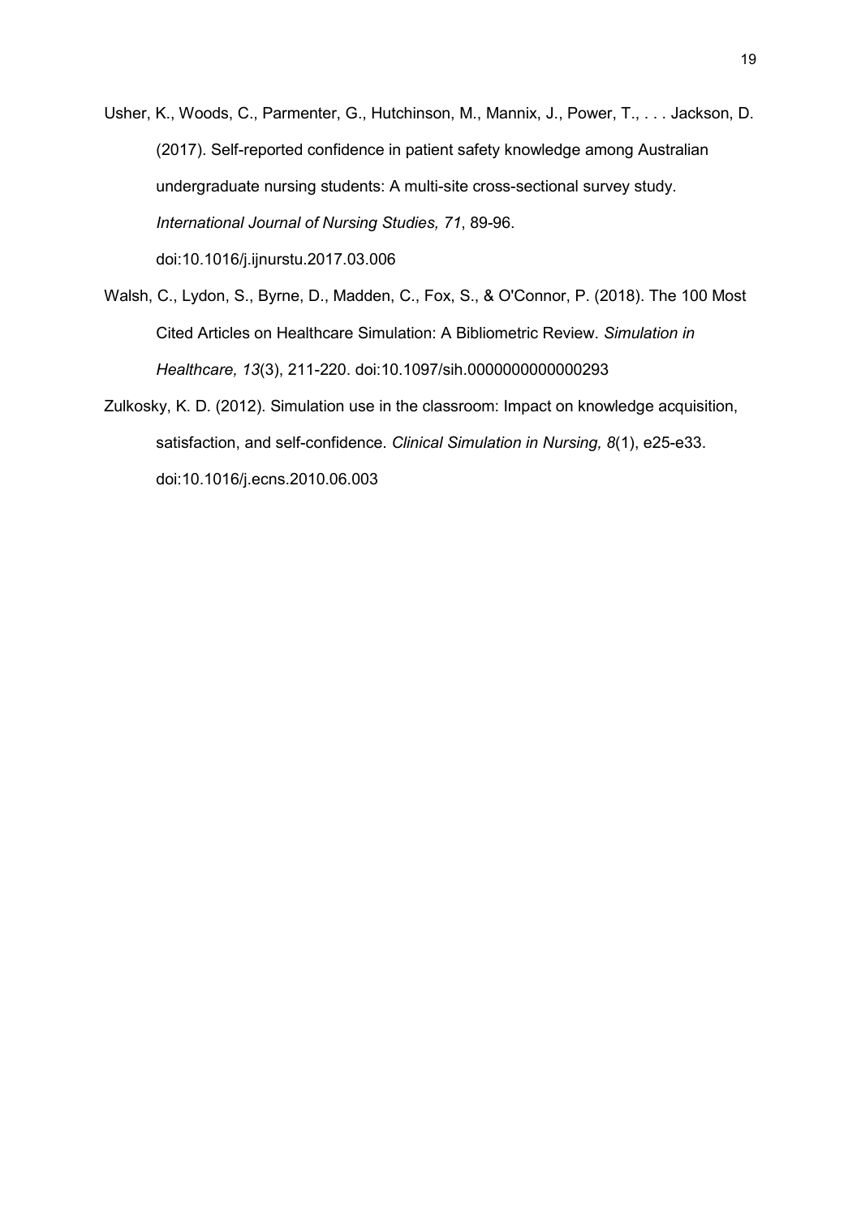Usher, K., Woods, C., Parmenter, G., Hutchinson, M., Mannix, J., Power, T., . . . Jackson, D. (2017). Self-reported confidence in patient safety knowledge among Australian undergraduate nursing students: A multi-site cross-sectional survey study. *International Journal of Nursing Studies, 71*, 89-96. doi:10.1016/j.ijnurstu.2017.03.006

Walsh, C., Lydon, S., Byrne, D., Madden, C., Fox, S., & O'Connor, P. (2018). The 100 Most Cited Articles on Healthcare Simulation: A Bibliometric Review. *Simulation in Healthcare, 13*(3), 211-220. doi:10.1097/sih.0000000000000293

Zulkosky, K. D. (2012). Simulation use in the classroom: Impact on knowledge acquisition, satisfaction, and self-confidence. *Clinical Simulation in Nursing, 8*(1), e25-e33. doi:10.1016/j.ecns.2010.06.003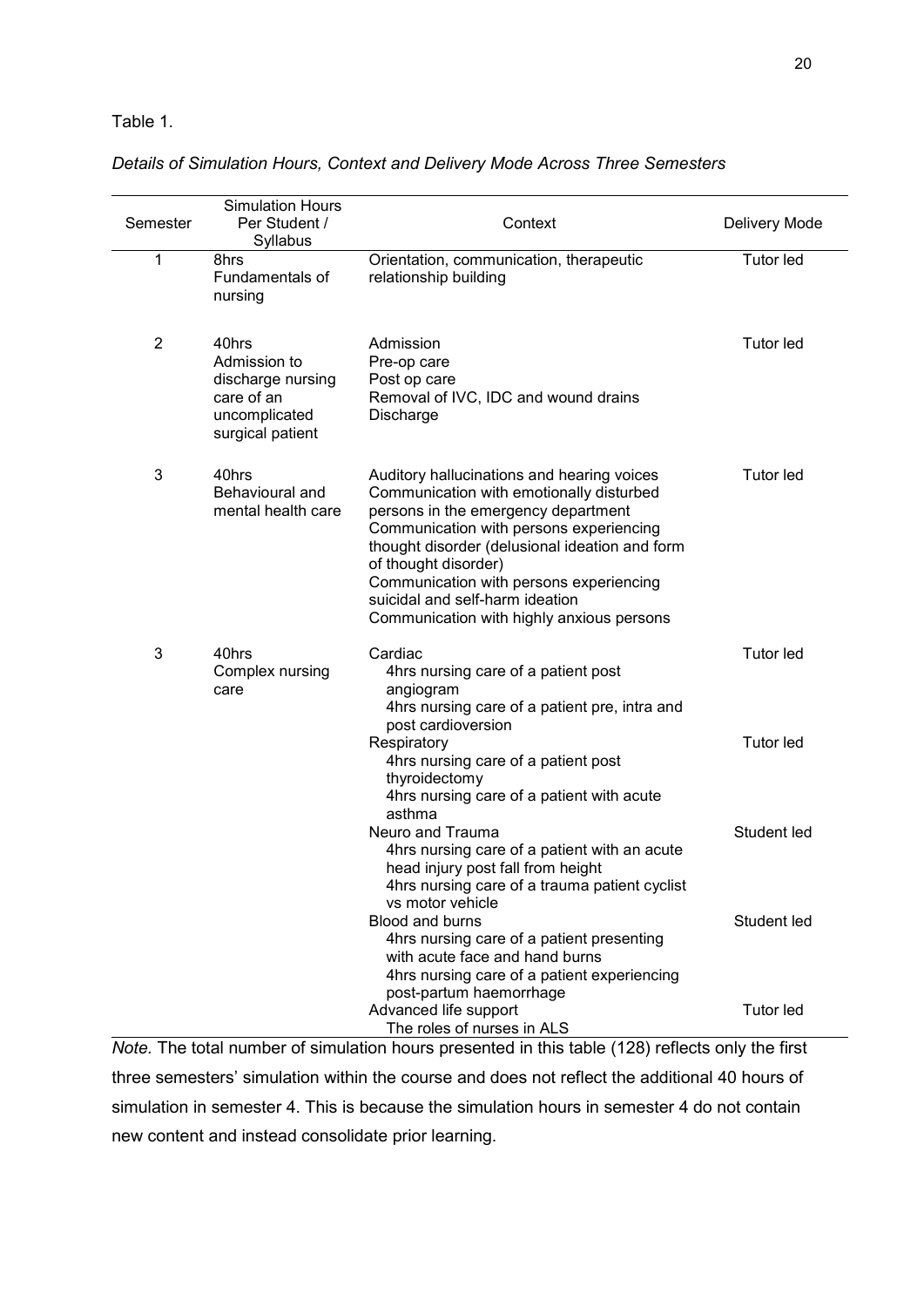Table 1.

*Details of Simulation Hours, Context and Delivery Mode Across Three Semesters*

| Semester | Simulation Hours Per Student / Syllabus | Context | Delivery Mode |
|---|---|---|---|
| 1 | 8hrs<br>Fundamentals of nursing | Orientation, communication, therapeutic relationship building | Tutor led |
| 2 | 40hrs<br>Admission to discharge nursing care of an uncomplicated surgical patient | Admission<br>Pre-op care<br>Post op care<br>Removal of IVC, IDC and wound drains<br>Discharge | Tutor led |
| 3 | 40hrs<br>Behavioural and mental health care | Auditory hallucinations and hearing voices<br>Communication with emotionally disturbed persons in the emergency department<br>Communication with persons experiencing thought disorder (delusional ideation and form of thought disorder)<br>Communication with persons experiencing suicidal and self-harm ideation<br>Communication with highly anxious persons | Tutor led |
| 3 | 40hrs<br>Complex nursing care | Cardiac<br>4hrs nursing care of a patient post angiogram<br>4hrs nursing care of a patient pre, intra and post cardioversion | Tutor led |
| | | Respiratory<br>4hrs nursing care of a patient post thyroidectomy<br>4hrs nursing care of a patient with acute asthma | Tutor led |
| | | Neuro and Trauma<br>4hrs nursing care of a patient with an acute head injury post fall from height<br>4hrs nursing care of a trauma patient cyclist vs motor vehicle | Student led |
| | | Blood and burns<br>4hrs nursing care of a patient presenting with acute face and hand burns<br>4hrs nursing care of a patient experiencing post-partum haemorrhage | Student led |
| | | Advanced life support<br>The roles of nurses in ALS | Tutor led |

*Note.* The total number of simulation hours presented in this table (128) reflects only the first three semesters' simulation within the course and does not reflect the additional 40 hours of simulation in semester 4. This is because the simulation hours in semester 4 do not contain new content and instead consolidate prior learning.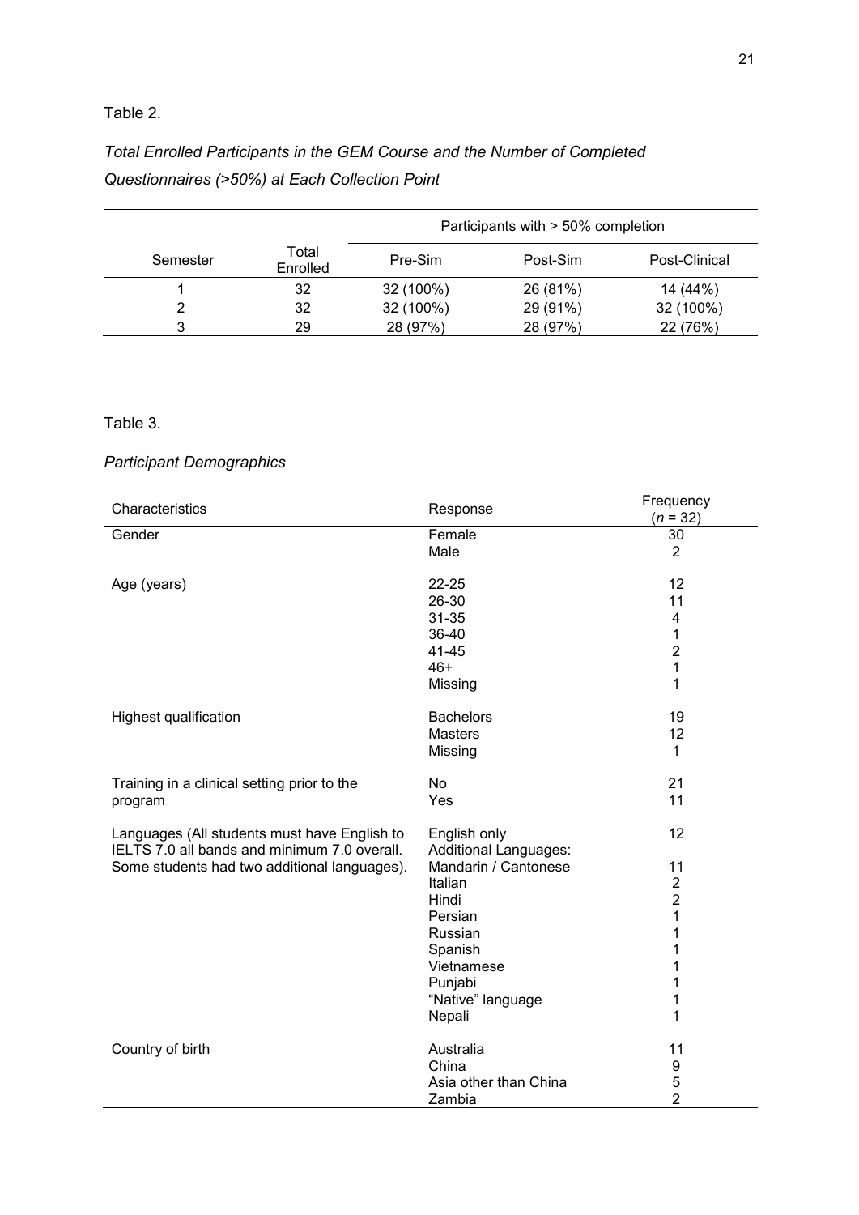Table 2.

*Total Enrolled Participants in the GEM Course and the Number of Completed Questionnaires (>50%) at Each Collection Point*

| | | Participants with > 50% completion | | |
|---|---|---|---|---|
| Semester | Total Enrolled | Pre-Sim | Post-Sim | Post-Clinical |
| 1 | 32 | 32 (100%) | 26 (81%) | 14 (44%) |
| 2 | 32 | 32 (100%) | 29 (91%) | 32 (100%) |
| 3 | 29 | 28 (97%) | 28 (97%) | 22 (76%) |

Table 3.

*Participant Demographics*

| Characteristics | Response | Frequency (*n* = 32) |
|---|---|---|
| Gender | Female | 30 |
| | Male | 2 |
| Age (years) | 22-25 | 12 |
| | 26-30 | 11 |
| | 31-35 | 4 |
| | 36-40 | 1 |
| | 41-45 | 2 |
| | 46+ | 1 |
| | Missing | 1 |
| Highest qualification | Bachelors | 19 |
| | Masters | 12 |
| | Missing | 1 |
| Training in a clinical setting prior to the program | No | 21 |
| | Yes | 11 |
| Languages (All students must have English to IELTS 7.0 all bands and minimum 7.0 overall. Some students had two additional languages). | English only | 12 |
| | Additional Languages: | |
| | Mandarin / Cantonese | 11 |
| | Italian | 2 |
| | Hindi | 2 |
| | Persian | 1 |
| | Russian | 1 |
| | Spanish | 1 |
| | Vietnamese | 1 |
| | Punjabi | 1 |
| | "Native" language | 1 |
| | Nepali | 1 |
| Country of birth | Australia | 11 |
| | China | 9 |
| | Asia other than China | 5 |
| | Zambia | 2 |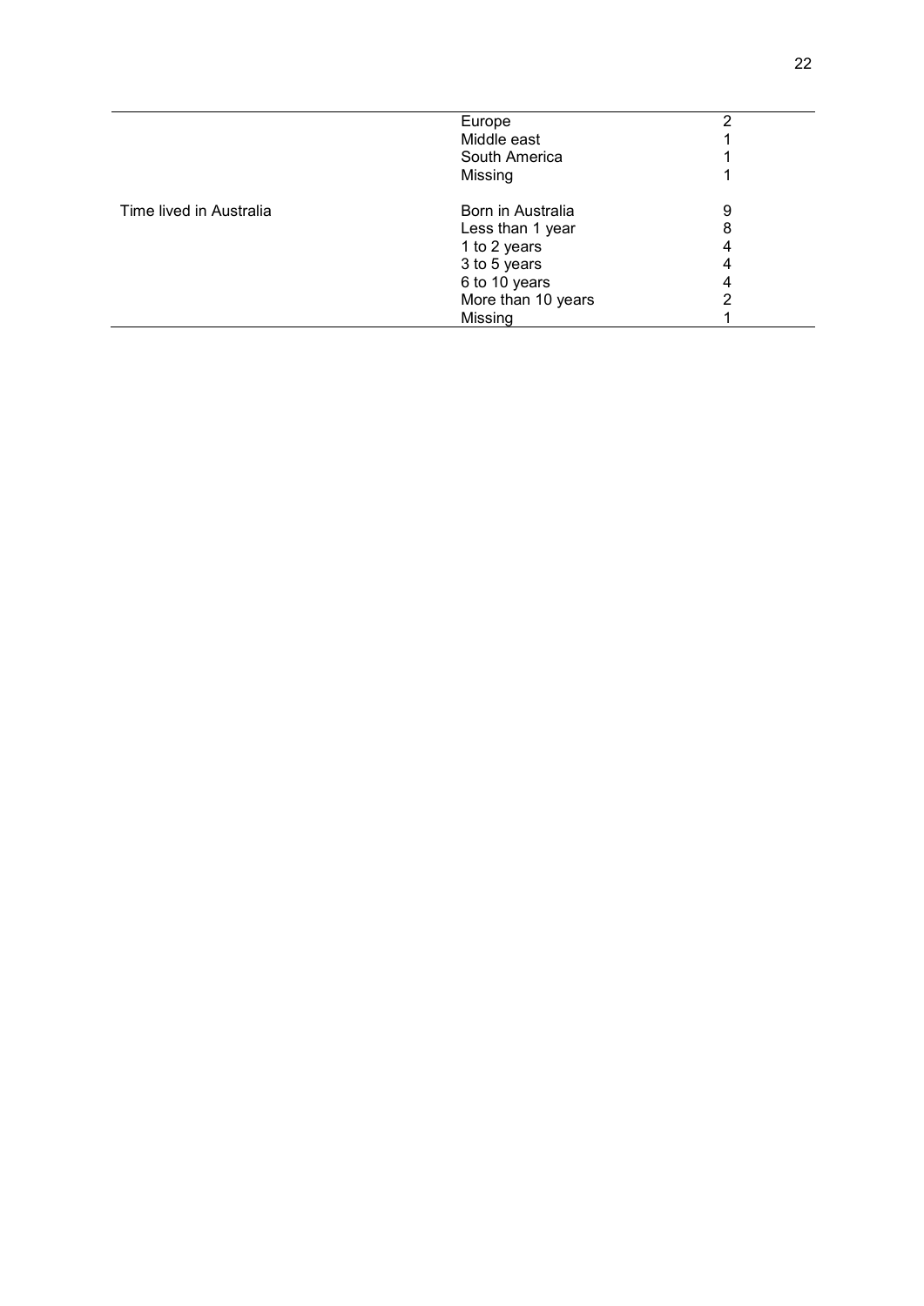| | | |
|---|---|---|
| | Europe | 2 |
| | Middle east | 1 |
| | South America | 1 |
| | Missing | 1 |
| Time lived in Australia | Born in Australia | 9 |
| | Less than 1 year | 8 |
| | 1 to 2 years | 4 |
| | 3 to 5 years | 4 |
| | 6 to 10 years | 4 |
| | More than 10 years | 2 |
| | Missing | 1 |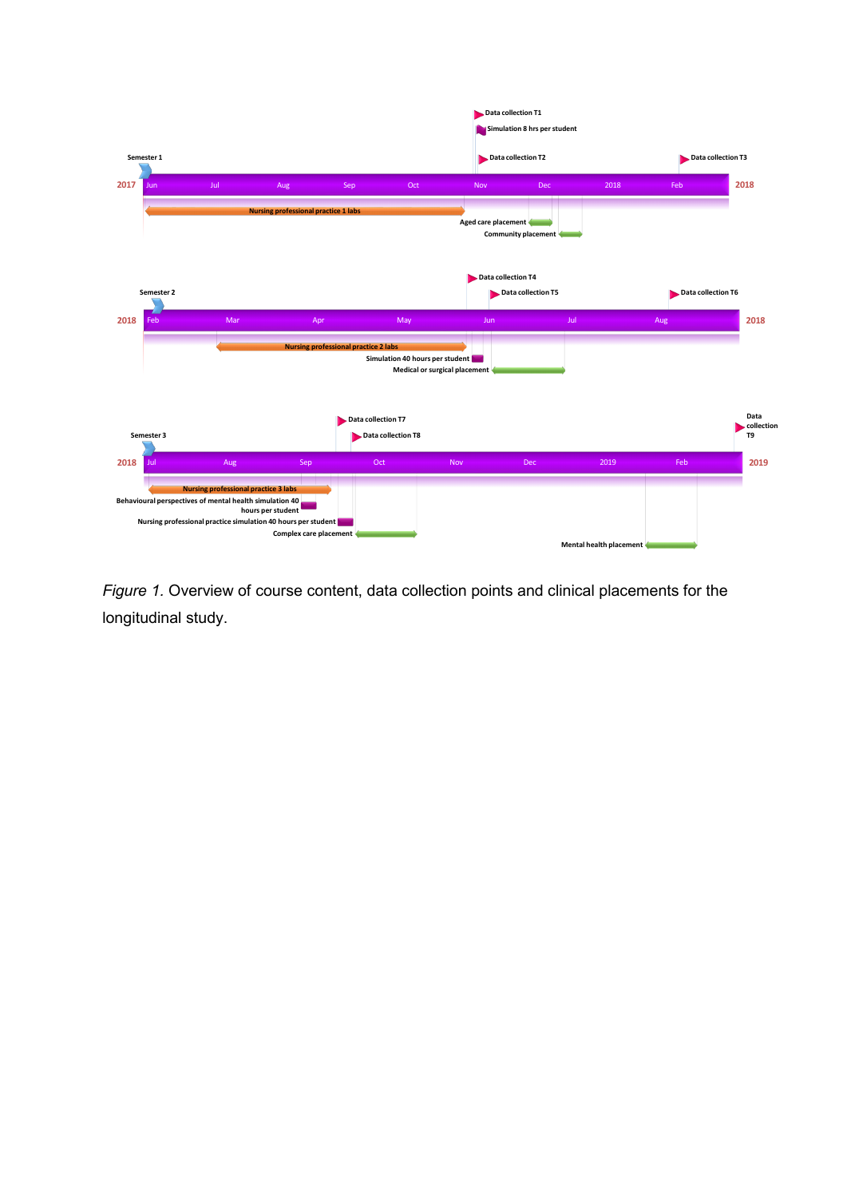Data collection T1
Simulation 8 hrs per student
Semester 1
Data collection T2
Data collection T3
2017 Jun Jul Aug Sep Oct Nov Dec 2018 Feb 2018
Nursing professional practice 1 labs
Aged care placement
Community placement

Data collection T4
Semester 2
Data collection T5
Data collection T6
2018 Feb Mar Apr May Jun Jul Aug 2018
Nursing professional practice 2 labs
Simulation 40 hours per student
Medical or surgical placement

Data collection T7
Semester 3
Data collection T8
Data collection T9
2018 Jul Aug Sep Oct Nov Dec 2019 Feb 2019
Nursing professional practice 3 labs
Behavioural perspectives of mental health simulation 40 hours per student
Nursing professional practice simulation 40 hours per student
Complex care placement
Mental health placement

*Figure 1.* Overview of course content, data collection points and clinical placements for the longitudinal study.